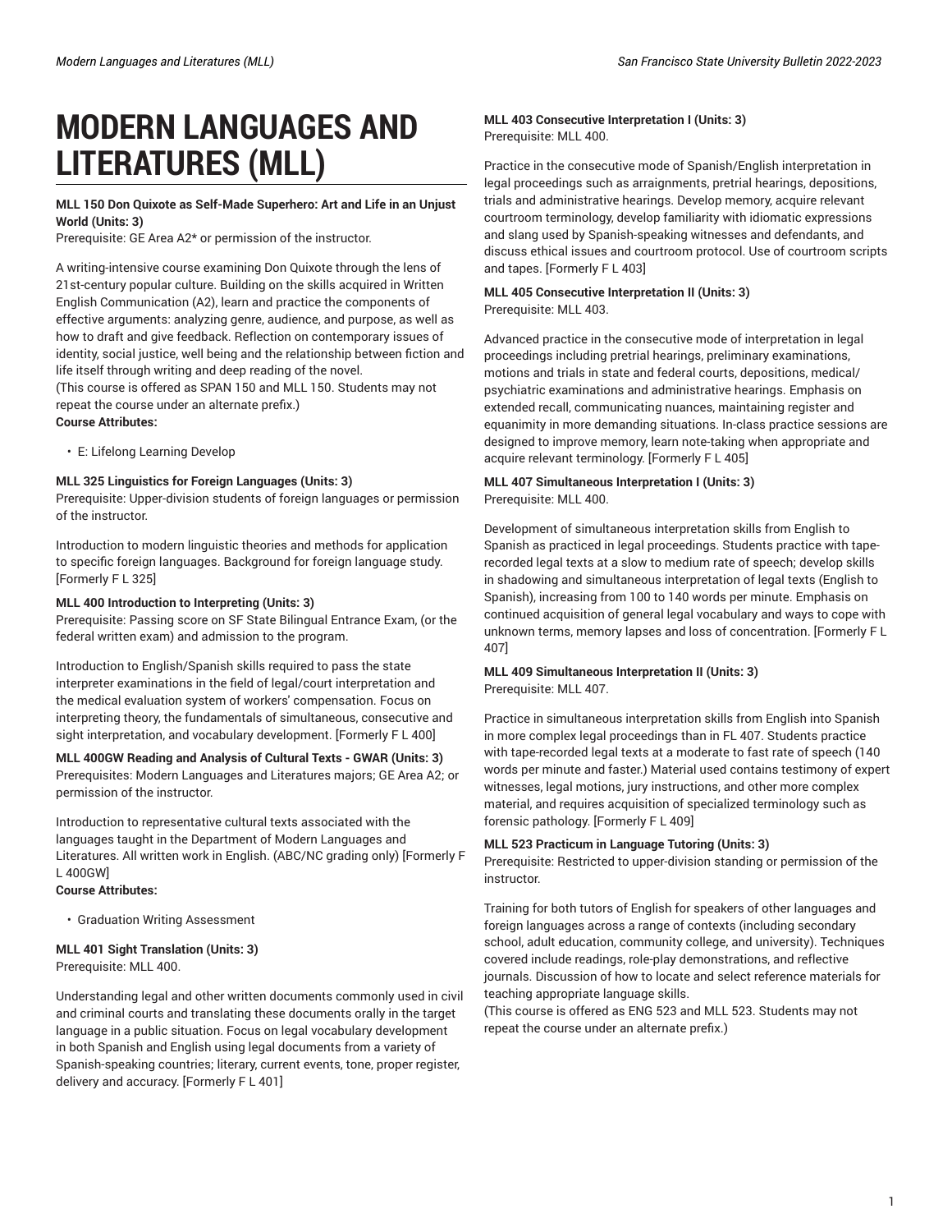# MODERN LANGUAGES AND LITERATURES (MLL)

**MLL 150 Don Quixote as Self-Made Superhero: Art and Life in an Unjust World (Units: 3)**
Prerequisite: GE Area A2* or permission of the instructor.

A writing-intensive course examining Don Quixote through the lens of 21st-century popular culture. Building on the skills acquired in Written English Communication (A2), learn and practice the components of effective arguments: analyzing genre, audience, and purpose, as well as how to draft and give feedback. Reflection on contemporary issues of identity, social justice, well being and the relationship between fiction and life itself through writing and deep reading of the novel.
(This course is offered as SPAN 150 and MLL 150. Students may not repeat the course under an alternate prefix.)
**Course Attributes:**

- E: Lifelong Learning Develop

**MLL 325 Linguistics for Foreign Languages (Units: 3)**
Prerequisite: Upper-division students of foreign languages or permission of the instructor.

Introduction to modern linguistic theories and methods for application to specific foreign languages. Background for foreign language study. [Formerly F L 325]

**MLL 400 Introduction to Interpreting (Units: 3)**
Prerequisite: Passing score on SF State Bilingual Entrance Exam, (or the federal written exam) and admission to the program.

Introduction to English/Spanish skills required to pass the state interpreter examinations in the field of legal/court interpretation and the medical evaluation system of workers' compensation. Focus on interpreting theory, the fundamentals of simultaneous, consecutive and sight interpretation, and vocabulary development. [Formerly F L 400]

**MLL 400GW Reading and Analysis of Cultural Texts - GWAR (Units: 3)**
Prerequisites: Modern Languages and Literatures majors; GE Area A2; or permission of the instructor.

Introduction to representative cultural texts associated with the languages taught in the Department of Modern Languages and Literatures. All written work in English. (ABC/NC grading only) [Formerly F L 400GW]
**Course Attributes:**

- Graduation Writing Assessment

**MLL 401 Sight Translation (Units: 3)**
Prerequisite: MLL 400.

Understanding legal and other written documents commonly used in civil and criminal courts and translating these documents orally in the target language in a public situation. Focus on legal vocabulary development in both Spanish and English using legal documents from a variety of Spanish-speaking countries; literary, current events, tone, proper register, delivery and accuracy. [Formerly F L 401]

**MLL 403 Consecutive Interpretation I (Units: 3)**
Prerequisite: MLL 400.

Practice in the consecutive mode of Spanish/English interpretation in legal proceedings such as arraignments, pretrial hearings, depositions, trials and administrative hearings. Develop memory, acquire relevant courtroom terminology, develop familiarity with idiomatic expressions and slang used by Spanish-speaking witnesses and defendants, and discuss ethical issues and courtroom protocol. Use of courtroom scripts and tapes. [Formerly F L 403]

**MLL 405 Consecutive Interpretation II (Units: 3)**
Prerequisite: MLL 403.

Advanced practice in the consecutive mode of interpretation in legal proceedings including pretrial hearings, preliminary examinations, motions and trials in state and federal courts, depositions, medical/psychiatric examinations and administrative hearings. Emphasis on extended recall, communicating nuances, maintaining register and equanimity in more demanding situations. In-class practice sessions are designed to improve memory, learn note-taking when appropriate and acquire relevant terminology. [Formerly F L 405]

**MLL 407 Simultaneous Interpretation I (Units: 3)**
Prerequisite: MLL 400.

Development of simultaneous interpretation skills from English to Spanish as practiced in legal proceedings. Students practice with tape-recorded legal texts at a slow to medium rate of speech; develop skills in shadowing and simultaneous interpretation of legal texts (English to Spanish), increasing from 100 to 140 words per minute. Emphasis on continued acquisition of general legal vocabulary and ways to cope with unknown terms, memory lapses and loss of concentration. [Formerly F L 407]

**MLL 409 Simultaneous Interpretation II (Units: 3)**
Prerequisite: MLL 407.

Practice in simultaneous interpretation skills from English into Spanish in more complex legal proceedings than in FL 407. Students practice with tape-recorded legal texts at a moderate to fast rate of speech (140 words per minute and faster.) Material used contains testimony of expert witnesses, legal motions, jury instructions, and other more complex material, and requires acquisition of specialized terminology such as forensic pathology. [Formerly F L 409]

**MLL 523 Practicum in Language Tutoring (Units: 3)**
Prerequisite: Restricted to upper-division standing or permission of the instructor.

Training for both tutors of English for speakers of other languages and foreign languages across a range of contexts (including secondary school, adult education, community college, and university). Techniques covered include readings, role-play demonstrations, and reflective journals. Discussion of how to locate and select reference materials for teaching appropriate language skills.
(This course is offered as ENG 523 and MLL 523. Students may not repeat the course under an alternate prefix.)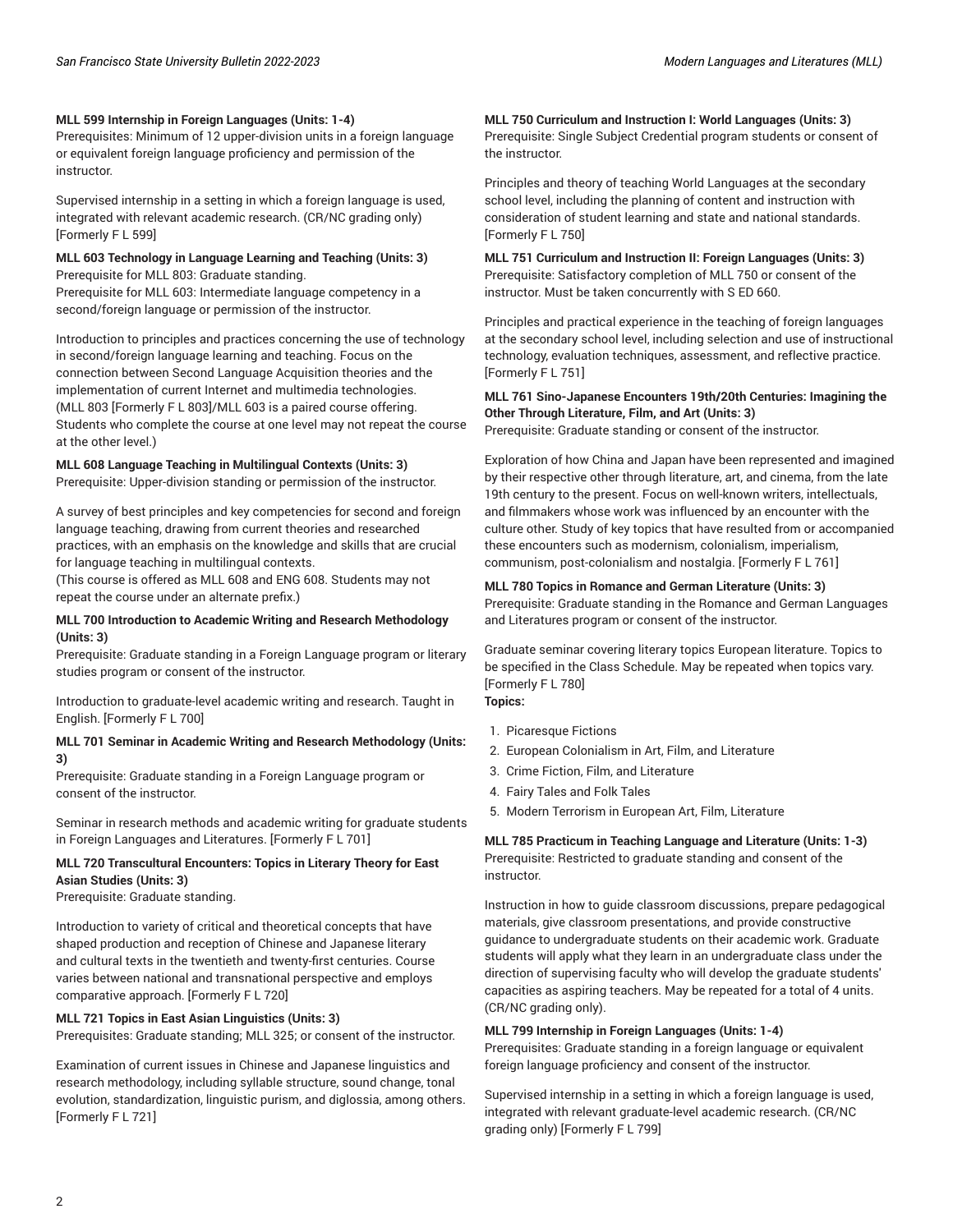**MLL 599 Internship in Foreign Languages (Units: 1-4)**
Prerequisites: Minimum of 12 upper-division units in a foreign language or equivalent foreign language proficiency and permission of the instructor.

Supervised internship in a setting in which a foreign language is used, integrated with relevant academic research. (CR/NC grading only) [Formerly F L 599]

**MLL 603 Technology in Language Learning and Teaching (Units: 3)**
Prerequisite for MLL 803: Graduate standing.
Prerequisite for MLL 603: Intermediate language competency in a second/foreign language or permission of the instructor.

Introduction to principles and practices concerning the use of technology in second/foreign language learning and teaching. Focus on the connection between Second Language Acquisition theories and the implementation of current Internet and multimedia technologies. (MLL 803 [Formerly F L 803]/MLL 603 is a paired course offering. Students who complete the course at one level may not repeat the course at the other level.)

**MLL 608 Language Teaching in Multilingual Contexts (Units: 3)**
Prerequisite: Upper-division standing or permission of the instructor.

A survey of best principles and key competencies for second and foreign language teaching, drawing from current theories and researched practices, with an emphasis on the knowledge and skills that are crucial for language teaching in multilingual contexts.
(This course is offered as MLL 608 and ENG 608. Students may not repeat the course under an alternate prefix.)

**MLL 700 Introduction to Academic Writing and Research Methodology (Units: 3)**
Prerequisite: Graduate standing in a Foreign Language program or literary studies program or consent of the instructor.

Introduction to graduate-level academic writing and research. Taught in English. [Formerly F L 700]

**MLL 701 Seminar in Academic Writing and Research Methodology (Units: 3)**
Prerequisite: Graduate standing in a Foreign Language program or consent of the instructor.

Seminar in research methods and academic writing for graduate students in Foreign Languages and Literatures. [Formerly F L 701]

**MLL 720 Transcultural Encounters: Topics in Literary Theory for East Asian Studies (Units: 3)**
Prerequisite: Graduate standing.

Introduction to variety of critical and theoretical concepts that have shaped production and reception of Chinese and Japanese literary and cultural texts in the twentieth and twenty-first centuries. Course varies between national and transnational perspective and employs comparative approach. [Formerly F L 720]

**MLL 721 Topics in East Asian Linguistics (Units: 3)**
Prerequisites: Graduate standing; MLL 325; or consent of the instructor.

Examination of current issues in Chinese and Japanese linguistics and research methodology, including syllable structure, sound change, tonal evolution, standardization, linguistic purism, and diglossia, among others. [Formerly F L 721]

**MLL 750 Curriculum and Instruction I: World Languages (Units: 3)**
Prerequisite: Single Subject Credential program students or consent of the instructor.

Principles and theory of teaching World Languages at the secondary school level, including the planning of content and instruction with consideration of student learning and state and national standards. [Formerly F L 750]

**MLL 751 Curriculum and Instruction II: Foreign Languages (Units: 3)**
Prerequisite: Satisfactory completion of MLL 750 or consent of the instructor. Must be taken concurrently with S ED 660.

Principles and practical experience in the teaching of foreign languages at the secondary school level, including selection and use of instructional technology, evaluation techniques, assessment, and reflective practice. [Formerly F L 751]

**MLL 761 Sino-Japanese Encounters 19th/20th Centuries: Imagining the Other Through Literature, Film, and Art (Units: 3)**
Prerequisite: Graduate standing or consent of the instructor.

Exploration of how China and Japan have been represented and imagined by their respective other through literature, art, and cinema, from the late 19th century to the present. Focus on well-known writers, intellectuals, and filmmakers whose work was influenced by an encounter with the culture other. Study of key topics that have resulted from or accompanied these encounters such as modernism, colonialism, imperialism, communism, post-colonialism and nostalgia. [Formerly F L 761]

**MLL 780 Topics in Romance and German Literature (Units: 3)**
Prerequisite: Graduate standing in the Romance and German Languages and Literatures program or consent of the instructor.

Graduate seminar covering literary topics European literature. Topics to be specified in the Class Schedule. May be repeated when topics vary. [Formerly F L 780]
**Topics:**

1. Picaresque Fictions
2. European Colonialism in Art, Film, and Literature
3. Crime Fiction, Film, and Literature
4. Fairy Tales and Folk Tales
5. Modern Terrorism in European Art, Film, Literature

**MLL 785 Practicum in Teaching Language and Literature (Units: 1-3)**
Prerequisite: Restricted to graduate standing and consent of the instructor.

Instruction in how to guide classroom discussions, prepare pedagogical materials, give classroom presentations, and provide constructive guidance to undergraduate students on their academic work. Graduate students will apply what they learn in an undergraduate class under the direction of supervising faculty who will develop the graduate students' capacities as aspiring teachers. May be repeated for a total of 4 units. (CR/NC grading only).

**MLL 799 Internship in Foreign Languages (Units: 1-4)**
Prerequisites: Graduate standing in a foreign language or equivalent foreign language proficiency and consent of the instructor.

Supervised internship in a setting in which a foreign language is used, integrated with relevant graduate-level academic research. (CR/NC grading only) [Formerly F L 799]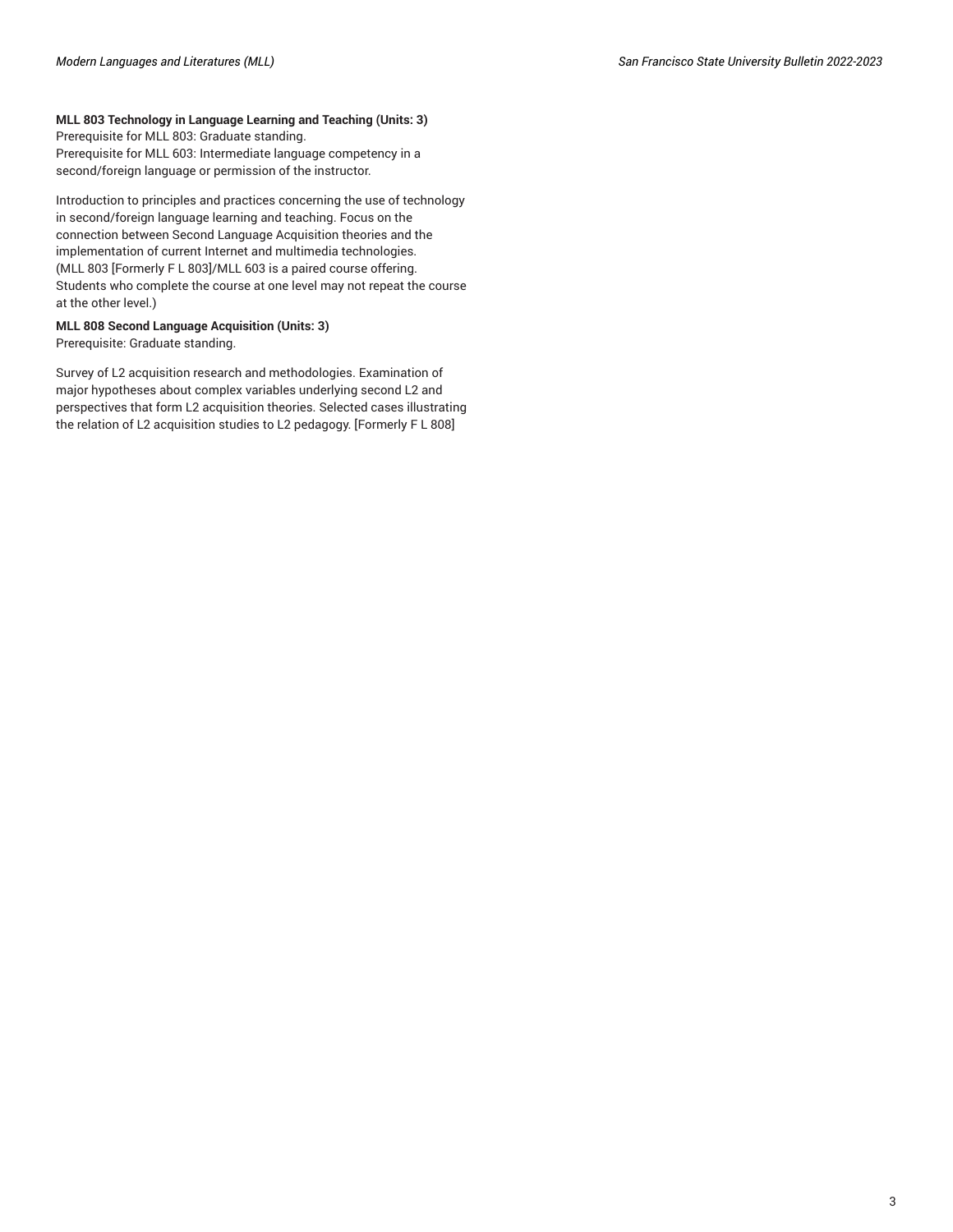**MLL 803 Technology in Language Learning and Teaching (Units: 3)**
Prerequisite for MLL 803: Graduate standing.
Prerequisite for MLL 603: Intermediate language competency in a second/foreign language or permission of the instructor.

Introduction to principles and practices concerning the use of technology in second/foreign language learning and teaching. Focus on the connection between Second Language Acquisition theories and the implementation of current Internet and multimedia technologies. (MLL 803 [Formerly F L 803]/MLL 603 is a paired course offering. Students who complete the course at one level may not repeat the course at the other level.)

**MLL 808 Second Language Acquisition (Units: 3)**
Prerequisite: Graduate standing.

Survey of L2 acquisition research and methodologies. Examination of major hypotheses about complex variables underlying second L2 and perspectives that form L2 acquisition theories. Selected cases illustrating the relation of L2 acquisition studies to L2 pedagogy. [Formerly F L 808]